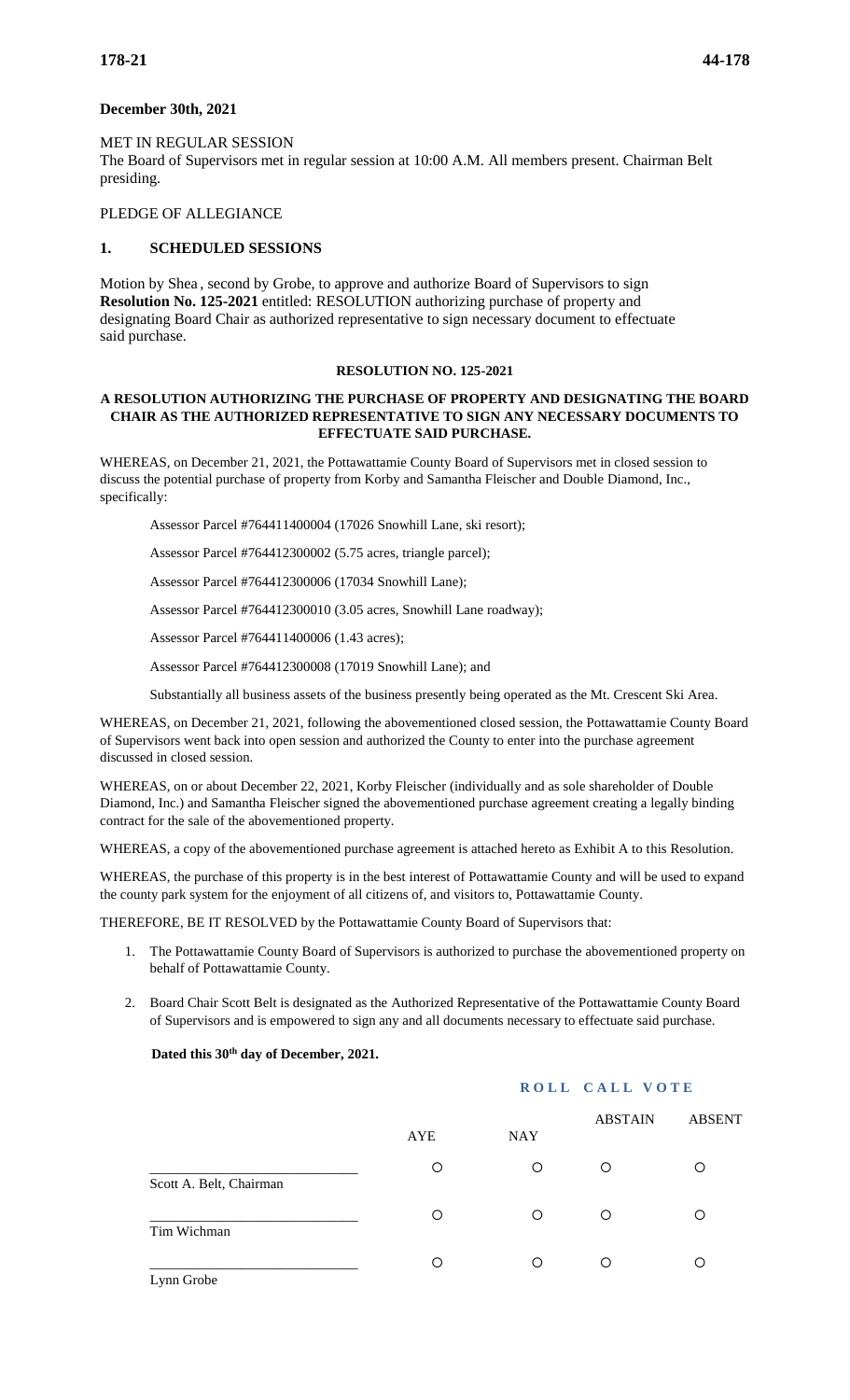**December 30th, 2021**

MET IN REGULAR SESSION
The Board of Supervisors met in regular session at 10:00 A.M. All members present. Chairman Belt presiding.

PLEDGE OF ALLEGIANCE

## 1. SCHEDULED SESSIONS

Motion by Shea, second by Grobe, to approve and authorize Board of Supervisors to sign **Resolution No. 125-2021** entitled: RESOLUTION authorizing purchase of property and designating Board Chair as authorized representative to sign necessary document to effectuate said purchase.

**RESOLUTION NO. 125-2021**

**A RESOLUTION AUTHORIZING THE PURCHASE OF PROPERTY AND DESIGNATING THE BOARD CHAIR AS THE AUTHORIZED REPRESENTATIVE TO SIGN ANY NECESSARY DOCUMENTS TO EFFECTUATE SAID PURCHASE.**

WHEREAS, on December 21, 2021, the Pottawattamie County Board of Supervisors met in closed session to discuss the potential purchase of property from Korby and Samantha Fleischer and Double Diamond, Inc., specifically:

Assessor Parcel #764411400004 (17026 Snowhill Lane, ski resort);

Assessor Parcel #764412300002 (5.75 acres, triangle parcel);

Assessor Parcel #764412300006 (17034 Snowhill Lane);

Assessor Parcel #764412300010 (3.05 acres, Snowhill Lane roadway);

Assessor Parcel #764411400006 (1.43 acres);

Assessor Parcel #764412300008 (17019 Snowhill Lane); and

Substantially all business assets of the business presently being operated as the Mt. Crescent Ski Area.

WHEREAS, on December 21, 2021, following the abovementioned closed session, the Pottawattamie County Board of Supervisors went back into open session and authorized the County to enter into the purchase agreement discussed in closed session.

WHEREAS, on or about December 22, 2021, Korby Fleischer (individually and as sole shareholder of Double Diamond, Inc.) and Samantha Fleischer signed the abovementioned purchase agreement creating a legally binding contract for the sale of the abovementioned property.

WHEREAS, a copy of the abovementioned purchase agreement is attached hereto as Exhibit A to this Resolution.

WHEREAS, the purchase of this property is in the best interest of Pottawattamie County and will be used to expand the county park system for the enjoyment of all citizens of, and visitors to, Pottawattamie County.

THEREFORE, BE IT RESOLVED by the Pottawattamie County Board of Supervisors that:

1. The Pottawattamie County Board of Supervisors is authorized to purchase the abovementioned property on behalf of Pottawattamie County.
2. Board Chair Scott Belt is designated as the Authorized Representative of the Pottawattamie County Board of Supervisors and is empowered to sign any and all documents necessary to effectuate said purchase.

**Dated this 30th day of December, 2021.**

**ROLL CALL VOTE**

| | AYE | NAY | ABSTAIN | ABSENT |
|---|---|---|---|---|
| \_\_\_\_\_\_\_\_\_\_\_\_\_\_\_\_\_\_\_\_ Scott A. Belt, Chairman | ○ | ○ | ○ | ○ |
| \_\_\_\_\_\_\_\_\_\_\_\_\_\_\_\_\_\_\_\_ Tim Wichman | ○ | ○ | ○ | ○ |
| \_\_\_\_\_\_\_\_\_\_\_\_\_\_\_\_\_\_\_\_ Lynn Grobe | ○ | ○ | ○ | ○ |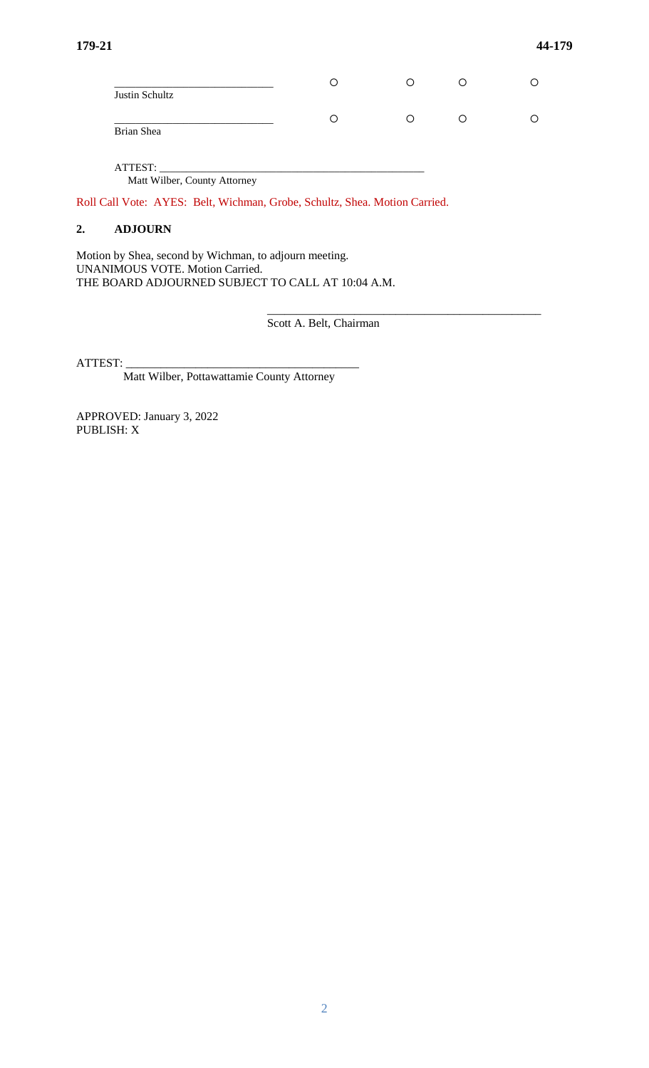| | | | | |
|---|---|---|---|---|
| \_\_\_\_\_\_\_\_\_\_\_\_\_\_\_\_\_\_\_\_\_\_\_\_\_\_\_\_ Justin Schultz | ○ | ○ | ○ | ○ |
| \_\_\_\_\_\_\_\_\_\_\_\_\_\_\_\_\_\_\_\_\_\_\_\_\_\_\_\_ Brian Shea | ○ | ○ | ○ | ○ |

ATTEST: \_\_\_\_\_\_\_\_\_\_\_\_\_\_\_\_\_\_\_\_\_\_\_\_\_\_\_\_\_\_\_\_\_\_\_\_\_\_\_\_\_\_\_\_\_\_\_\_
Matt Wilber, County Attorney

Roll Call Vote: AYES: Belt, Wichman, Grobe, Schultz, Shea. Motion Carried.

**2. ADJOURN**

Motion by Shea, second by Wichman, to adjourn meeting.
UNANIMOUS VOTE. Motion Carried.
THE BOARD ADJOURNED SUBJECT TO CALL AT 10:04 A.M.

\_\_\_\_\_\_\_\_\_\_\_\_\_\_\_\_\_\_\_\_\_\_\_\_\_\_\_\_\_\_\_\_\_\_\_\_\_\_\_\_\_\_\_\_\_\_
Scott A. Belt, Chairman

ATTEST: \_\_\_\_\_\_\_\_\_\_\_\_\_\_\_\_\_\_\_\_\_\_\_\_\_\_\_\_\_\_\_\_\_\_\_\_\_\_\_\_
Matt Wilber, Pottawattamie County Attorney

APPROVED: January 3, 2022
PUBLISH: X